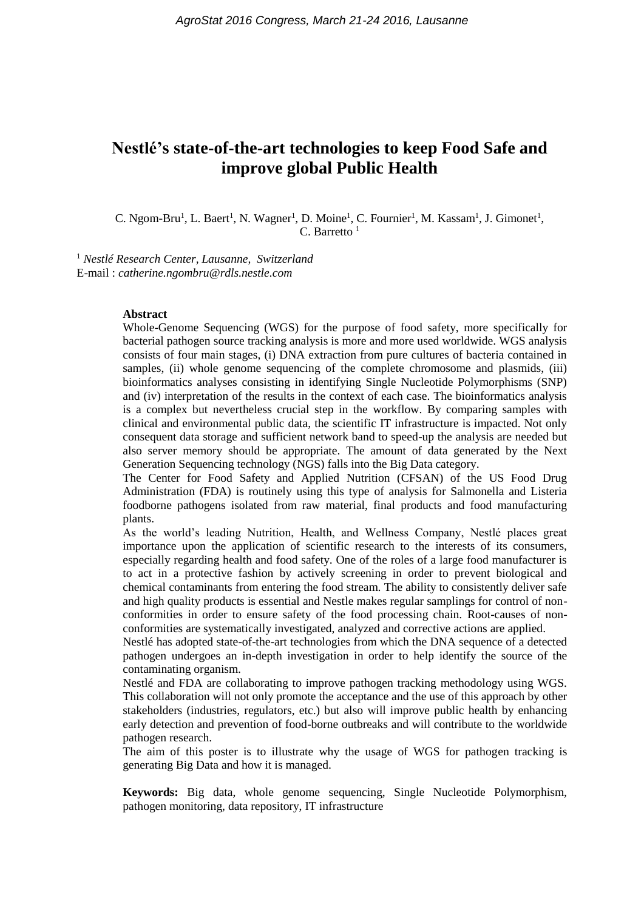# Nestlé's state-of-the-art technologies to keep Food Safe and improve global Public Health

C. Ngom-Bru[1], L. Baert[1], N. Wagner[1], D. Moine[1], C. Fournier[1], M. Kassam[1], J. Gimonet[1], C. Barretto [1]

[1] *Nestlé Research Center, Lausanne, Switzerland*
E-mail : *catherine.ngombru@rdls.nestle.com*

**Abstract**

Whole-Genome Sequencing (WGS) for the purpose of food safety, more specifically for bacterial pathogen source tracking analysis is more and more used worldwide. WGS analysis consists of four main stages, (i) DNA extraction from pure cultures of bacteria contained in samples, (ii) whole genome sequencing of the complete chromosome and plasmids, (iii) bioinformatics analyses consisting in identifying Single Nucleotide Polymorphisms (SNP) and (iv) interpretation of the results in the context of each case. The bioinformatics analysis is a complex but nevertheless crucial step in the workflow. By comparing samples with clinical and environmental public data, the scientific IT infrastructure is impacted. Not only consequent data storage and sufficient network band to speed-up the analysis are needed but also server memory should be appropriate. The amount of data generated by the Next Generation Sequencing technology (NGS) falls into the Big Data category.

The Center for Food Safety and Applied Nutrition (CFSAN) of the US Food Drug Administration (FDA) is routinely using this type of analysis for Salmonella and Listeria foodborne pathogens isolated from raw material, final products and food manufacturing plants.

As the world's leading Nutrition, Health, and Wellness Company, Nestlé places great importance upon the application of scientific research to the interests of its consumers, especially regarding health and food safety. One of the roles of a large food manufacturer is to act in a protective fashion by actively screening in order to prevent biological and chemical contaminants from entering the food stream. The ability to consistently deliver safe and high quality products is essential and Nestle makes regular samplings for control of non-conformities in order to ensure safety of the food processing chain. Root-causes of non-conformities are systematically investigated, analyzed and corrective actions are applied.

Nestlé has adopted state-of-the-art technologies from which the DNA sequence of a detected pathogen undergoes an in-depth investigation in order to help identify the source of the contaminating organism.

Nestlé and FDA are collaborating to improve pathogen tracking methodology using WGS. This collaboration will not only promote the acceptance and the use of this approach by other stakeholders (industries, regulators, etc.) but also will improve public health by enhancing early detection and prevention of food-borne outbreaks and will contribute to the worldwide pathogen research.

The aim of this poster is to illustrate why the usage of WGS for pathogen tracking is generating Big Data and how it is managed.

**Keywords:** Big data, whole genome sequencing, Single Nucleotide Polymorphism, pathogen monitoring, data repository, IT infrastructure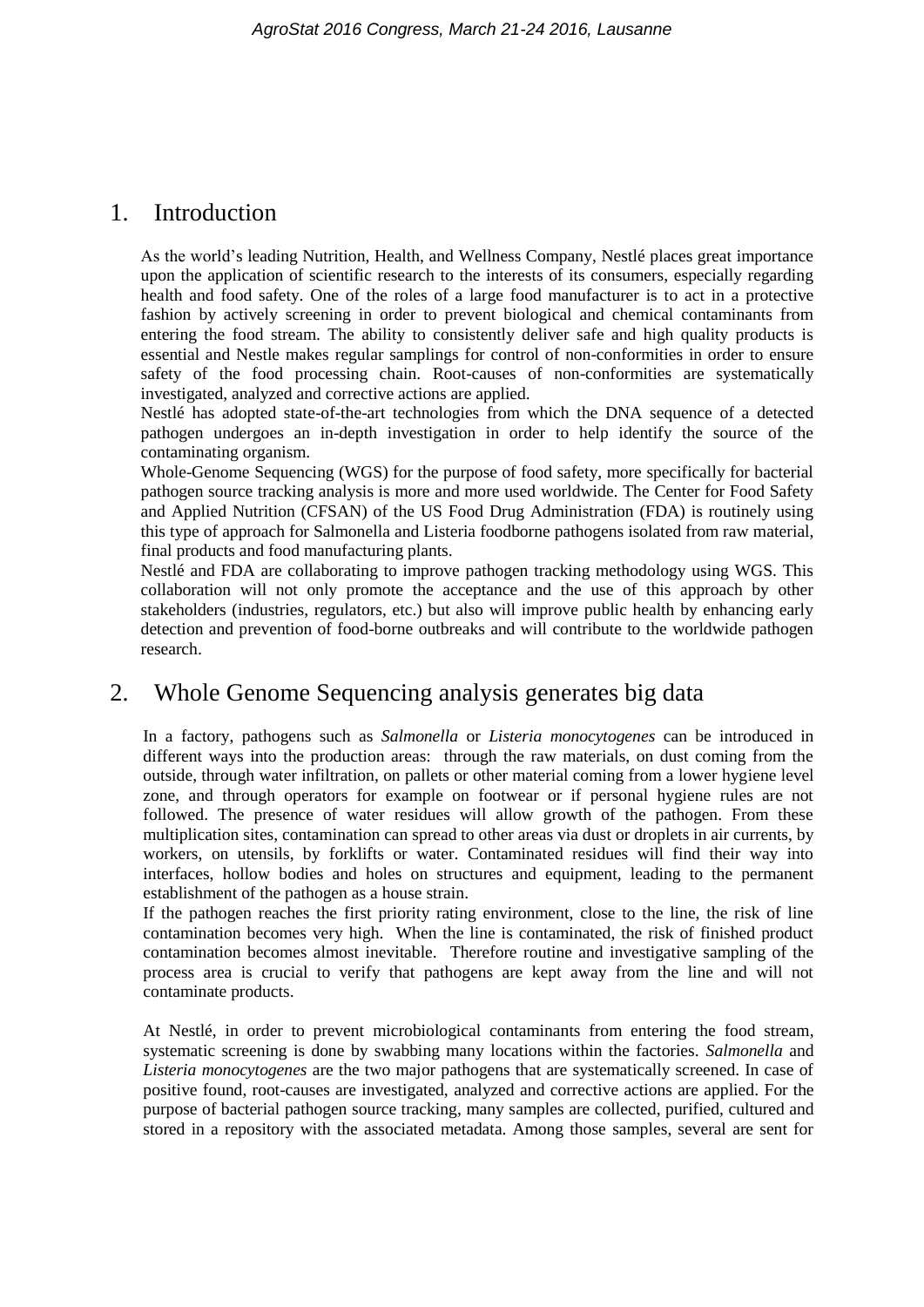## 1. Introduction

As the world's leading Nutrition, Health, and Wellness Company, Nestlé places great importance upon the application of scientific research to the interests of its consumers, especially regarding health and food safety. One of the roles of a large food manufacturer is to act in a protective fashion by actively screening in order to prevent biological and chemical contaminants from entering the food stream. The ability to consistently deliver safe and high quality products is essential and Nestle makes regular samplings for control of non-conformities in order to ensure safety of the food processing chain. Root-causes of non-conformities are systematically investigated, analyzed and corrective actions are applied.

Nestlé has adopted state-of-the-art technologies from which the DNA sequence of a detected pathogen undergoes an in-depth investigation in order to help identify the source of the contaminating organism.

Whole-Genome Sequencing (WGS) for the purpose of food safety, more specifically for bacterial pathogen source tracking analysis is more and more used worldwide. The Center for Food Safety and Applied Nutrition (CFSAN) of the US Food Drug Administration (FDA) is routinely using this type of approach for Salmonella and Listeria foodborne pathogens isolated from raw material, final products and food manufacturing plants.

Nestlé and FDA are collaborating to improve pathogen tracking methodology using WGS. This collaboration will not only promote the acceptance and the use of this approach by other stakeholders (industries, regulators, etc.) but also will improve public health by enhancing early detection and prevention of food-borne outbreaks and will contribute to the worldwide pathogen research.

## 2. Whole Genome Sequencing analysis generates big data

In a factory, pathogens such as *Salmonella* or *Listeria monocytogenes* can be introduced in different ways into the production areas: through the raw materials, on dust coming from the outside, through water infiltration, on pallets or other material coming from a lower hygiene level zone, and through operators for example on footwear or if personal hygiene rules are not followed. The presence of water residues will allow growth of the pathogen. From these multiplication sites, contamination can spread to other areas via dust or droplets in air currents, by workers, on utensils, by forklifts or water. Contaminated residues will find their way into interfaces, hollow bodies and holes on structures and equipment, leading to the permanent establishment of the pathogen as a house strain.

If the pathogen reaches the first priority rating environment, close to the line, the risk of line contamination becomes very high. When the line is contaminated, the risk of finished product contamination becomes almost inevitable. Therefore routine and investigative sampling of the process area is crucial to verify that pathogens are kept away from the line and will not contaminate products.

At Nestlé, in order to prevent microbiological contaminants from entering the food stream, systematic screening is done by swabbing many locations within the factories. *Salmonella* and *Listeria monocytogenes* are the two major pathogens that are systematically screened. In case of positive found, root-causes are investigated, analyzed and corrective actions are applied. For the purpose of bacterial pathogen source tracking, many samples are collected, purified, cultured and stored in a repository with the associated metadata. Among those samples, several are sent for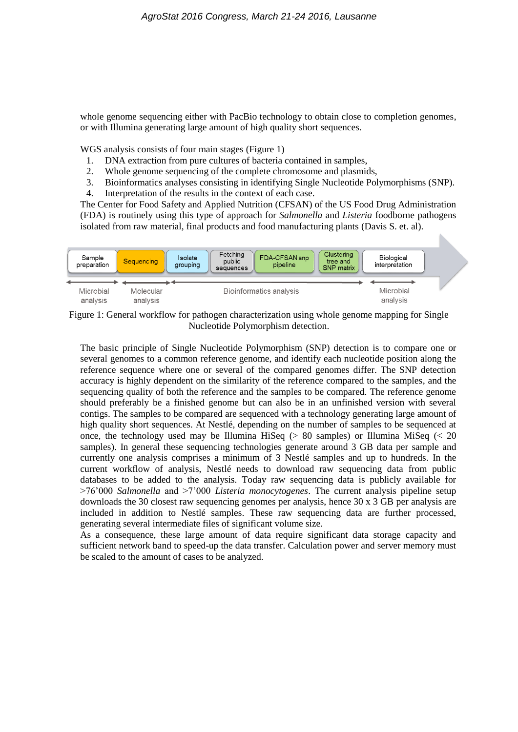whole genome sequencing either with PacBio technology to obtain close to completion genomes, or with Illumina generating large amount of high quality short sequences.

WGS analysis consists of four main stages (Figure 1)

1. DNA extraction from pure cultures of bacteria contained in samples,
2. Whole genome sequencing of the complete chromosome and plasmids,
3. Bioinformatics analyses consisting in identifying Single Nucleotide Polymorphisms (SNP).
4. Interpretation of the results in the context of each case.

The Center for Food Safety and Applied Nutrition (CFSAN) of the US Food Drug Administration (FDA) is routinely using this type of approach for *Salmonella* and *Listeria* foodborne pathogens isolated from raw material, final products and food manufacturing plants (Davis S. et. al).

Sample preparation → Sequencing → Isolate grouping → Fetching public sequences → FDA-CFSAN snp pipeline → Clustering tree and SNP matrix → Biological interpretation

Microbial analysis | Molecular analysis | Bioinformatics analysis | Microbial analysis

Figure 1: General workflow for pathogen characterization using whole genome mapping for Single Nucleotide Polymorphism detection.

The basic principle of Single Nucleotide Polymorphism (SNP) detection is to compare one or several genomes to a common reference genome, and identify each nucleotide position along the reference sequence where one or several of the compared genomes differ. The SNP detection accuracy is highly dependent on the similarity of the reference compared to the samples, and the sequencing quality of both the reference and the samples to be compared. The reference genome should preferably be a finished genome but can also be in an unfinished version with several contigs. The samples to be compared are sequenced with a technology generating large amount of high quality short sequences. At Nestlé, depending on the number of samples to be sequenced at once, the technology used may be Illumina HiSeq (> 80 samples) or Illumina MiSeq (< 20 samples). In general these sequencing technologies generate around 3 GB data per sample and currently one analysis comprises a minimum of 3 Nestlé samples and up to hundreds. In the current workflow of analysis, Nestlé needs to download raw sequencing data from public databases to be added to the analysis. Today raw sequencing data is publicly available for >76'000 *Salmonella* and >7'000 *Listeria monocytogenes*. The current analysis pipeline setup downloads the 30 closest raw sequencing genomes per analysis, hence 30 x 3 GB per analysis are included in addition to Nestlé samples. These raw sequencing data are further processed, generating several intermediate files of significant volume size.

As a consequence, these large amount of data require significant data storage capacity and sufficient network band to speed-up the data transfer. Calculation power and server memory must be scaled to the amount of cases to be analyzed.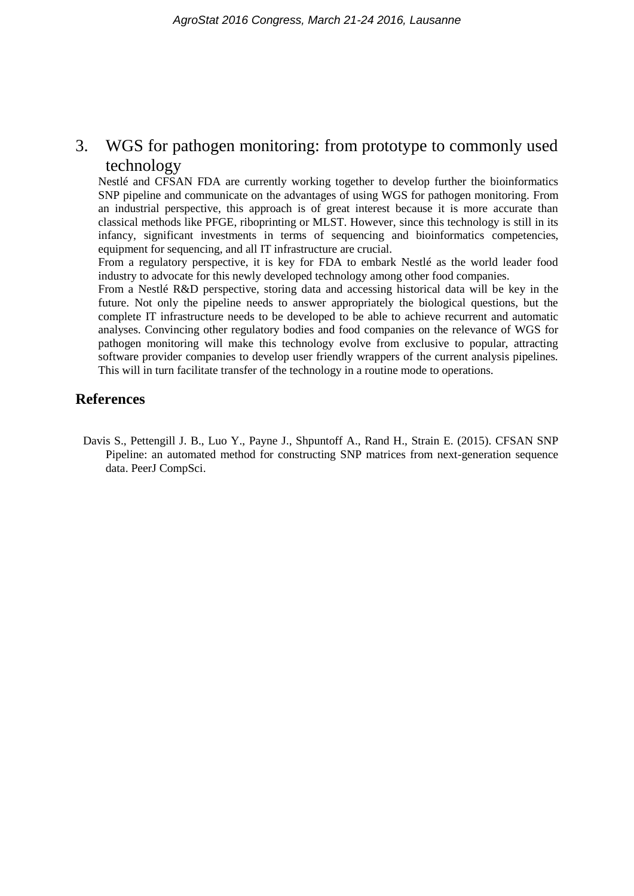## 3. WGS for pathogen monitoring: from prototype to commonly used technology

Nestlé and CFSAN FDA are currently working together to develop further the bioinformatics SNP pipeline and communicate on the advantages of using WGS for pathogen monitoring. From an industrial perspective, this approach is of great interest because it is more accurate than classical methods like PFGE, riboprinting or MLST. However, since this technology is still in its infancy, significant investments in terms of sequencing and bioinformatics competencies, equipment for sequencing, and all IT infrastructure are crucial.

From a regulatory perspective, it is key for FDA to embark Nestlé as the world leader food industry to advocate for this newly developed technology among other food companies.

From a Nestlé R&D perspective, storing data and accessing historical data will be key in the future. Not only the pipeline needs to answer appropriately the biological questions, but the complete IT infrastructure needs to be developed to be able to achieve recurrent and automatic analyses. Convincing other regulatory bodies and food companies on the relevance of WGS for pathogen monitoring will make this technology evolve from exclusive to popular, attracting software provider companies to develop user friendly wrappers of the current analysis pipelines. This will in turn facilitate transfer of the technology in a routine mode to operations.

## References

Davis S., Pettengill J. B., Luo Y., Payne J., Shpuntoff A., Rand H., Strain E. (2015). CFSAN SNP Pipeline: an automated method for constructing SNP matrices from next-generation sequence data. PeerJ CompSci.